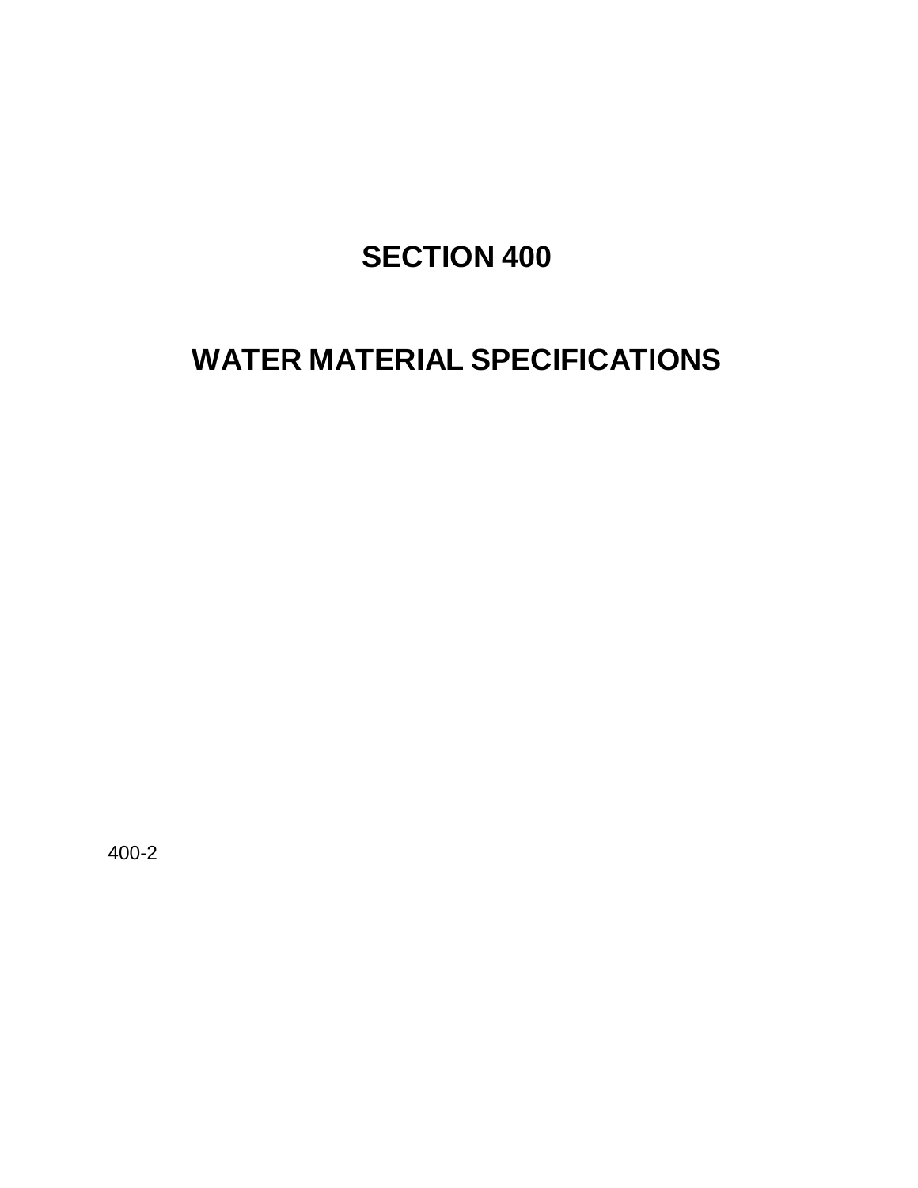# SECTION 400

# WATER MATERIAL SPECIFICATIONS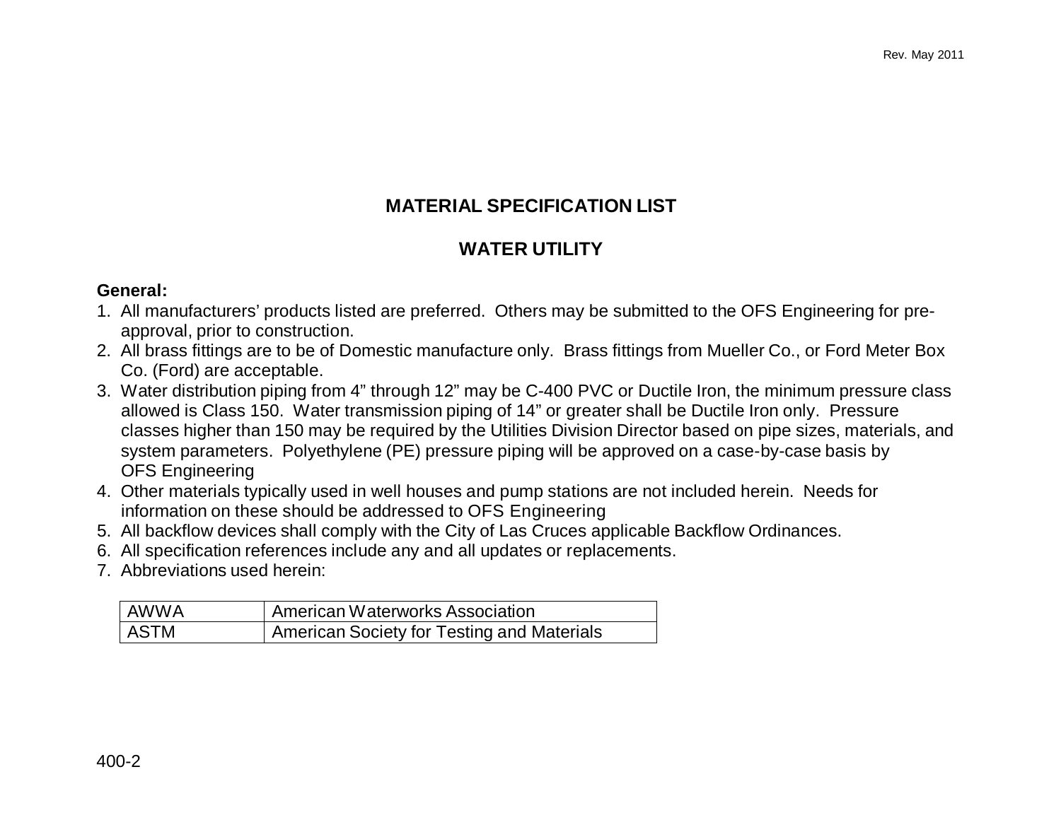# MATERIAL SPECIFICATION LIST

## WATER UTILITY

**General:**

1. All manufacturers' products listed are preferred. Others may be submitted to the OFS Engineering for pre-approval, prior to construction.
2. All brass fittings are to be of Domestic manufacture only. Brass fittings from Mueller Co., or Ford Meter Box Co. (Ford) are acceptable.
3. Water distribution piping from 4" through 12" may be C-400 PVC or Ductile Iron, the minimum pressure class allowed is Class 150. Water transmission piping of 14" or greater shall be Ductile Iron only. Pressure classes higher than 150 may be required by the Utilities Division Director based on pipe sizes, materials, and system parameters. Polyethylene (PE) pressure piping will be approved on a case-by-case basis by OFS Engineering
4. Other materials typically used in well houses and pump stations are not included herein. Needs for information on these should be addressed to OFS Engineering
5. All backflow devices shall comply with the City of Las Cruces applicable Backflow Ordinances.
6. All specification references include any and all updates or replacements.
7. Abbreviations used herein:

| | |
|---|---|
| AWWA | American Waterworks Association |
| ASTM | American Society for Testing and Materials |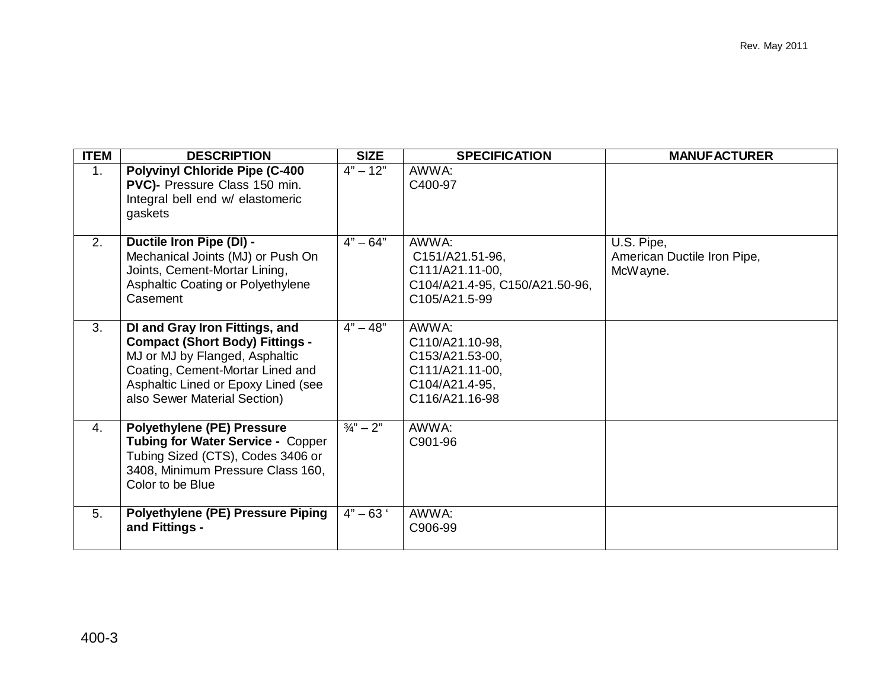| ITEM | DESCRIPTION | SIZE | SPECIFICATION | MANUFACTURER |
|---|---|---|---|---|
| 1. | **Polyvinyl Chloride Pipe (C-400 PVC)-** Pressure Class 150 min. Integral bell end w/ elastomeric gaskets | 4" – 12" | AWWA: C400-97 | |
| 2. | **Ductile Iron Pipe (DI) -** Mechanical Joints (MJ) or Push On Joints, Cement-Mortar Lining, Asphaltic Coating or Polyethylene Casement | 4" – 64" | AWWA: C151/A21.51-96, C111/A21.11-00, C104/A21.4-95, C150/A21.50-96, C105/A21.5-99 | U.S. Pipe, American Ductile Iron Pipe, McWayne. |
| 3. | **DI and Gray Iron Fittings, and Compact (Short Body) Fittings -** MJ or MJ by Flanged, Asphaltic Coating, Cement-Mortar Lined and Asphaltic Lined or Epoxy Lined (see also Sewer Material Section) | 4" – 48" | AWWA: C110/A21.10-98, C153/A21.53-00, C111/A21.11-00, C104/A21.4-95, C116/A21.16-98 | |
| 4. | **Polyethylene (PE) Pressure Tubing for Water Service -** Copper Tubing Sized (CTS), Codes 3406 or 3408, Minimum Pressure Class 160, Color to be Blue | ¾" – 2" | AWWA: C901-96 | |
| 5. | **Polyethylene (PE) Pressure Piping and Fittings -** | 4" – 63 ' | AWWA: C906-99 | |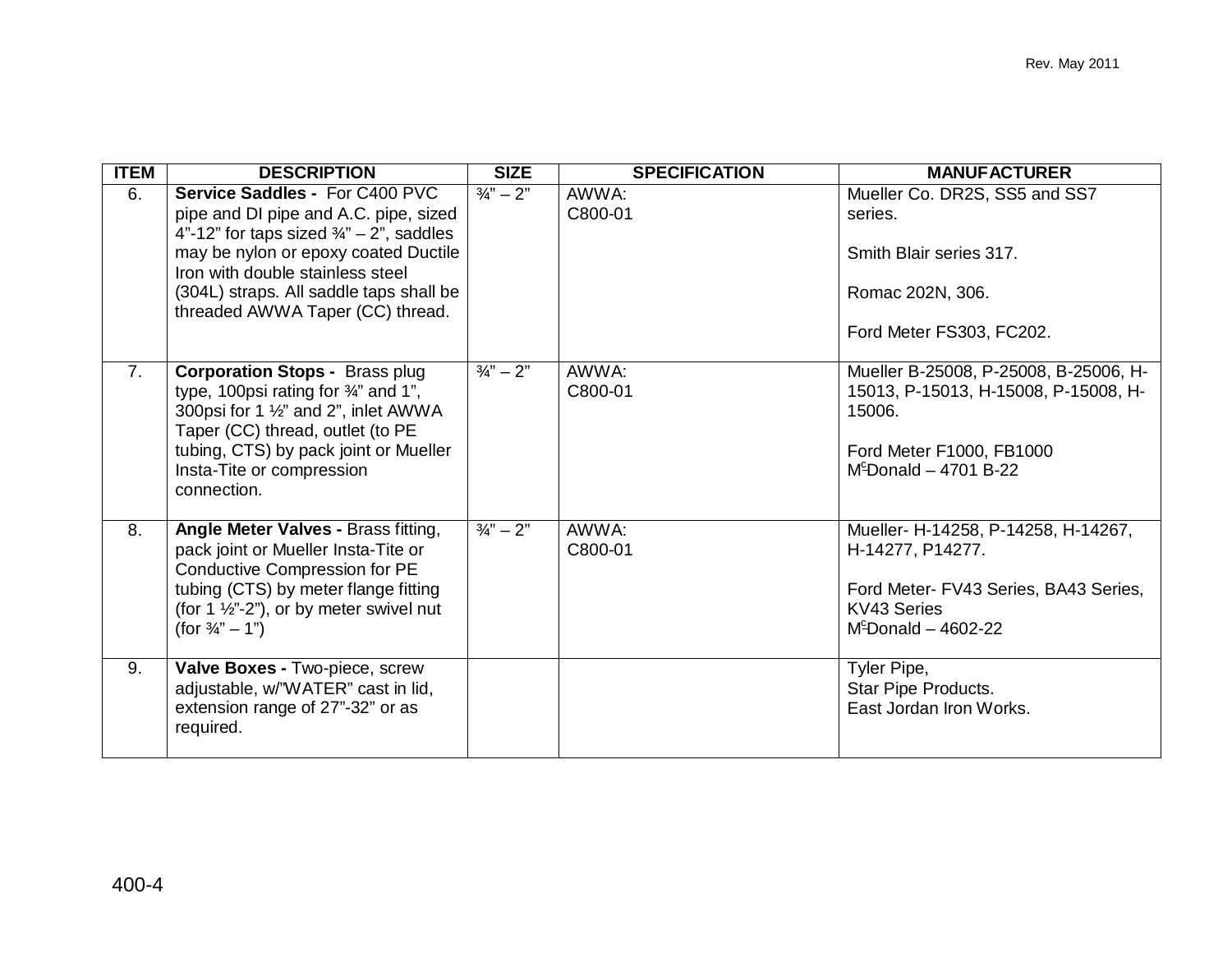| ITEM | DESCRIPTION | SIZE | SPECIFICATION | MANUFACTURER |
|---|---|---|---|---|
| 6. | **Service Saddles -** For C400 PVC pipe and DI pipe and A.C. pipe, sized 4"-12" for taps sized ¾" – 2", saddles may be nylon or epoxy coated Ductile Iron with double stainless steel (304L) straps. All saddle taps shall be threaded AWWA Taper (CC) thread. | ¾" – 2" | AWWA: C800-01 | Mueller Co. DR2S, SS5 and SS7 series.<br><br>Smith Blair series 317.<br><br>Romac 202N, 306.<br><br>Ford Meter FS303, FC202. |
| 7. | **Corporation Stops -** Brass plug type, 100psi rating for ¾" and 1", 300psi for 1 ½" and 2", inlet AWWA Taper (CC) thread, outlet (to PE tubing, CTS) by pack joint or Mueller Insta-Tite or compression connection. | ¾" – 2" | AWWA: C800-01 | Mueller B-25008, P-25008, B-25006, H-15013, P-15013, H-15008, P-15008, H-15006.<br><br>Ford Meter F1000, FB1000<br>McDonald – 4701 B-22 |
| 8. | **Angle Meter Valves -** Brass fitting, pack joint or Mueller Insta-Tite or Conductive Compression for PE tubing (CTS) by meter flange fitting (for 1 ½"-2"), or by meter swivel nut (for ¾" – 1") | ¾" – 2" | AWWA: C800-01 | Mueller- H-14258, P-14258, H-14267, H-14277, P14277.<br><br>Ford Meter- FV43 Series, BA43 Series, KV43 Series<br>McDonald – 4602-22 |
| 9. | **Valve Boxes -** Two-piece, screw adjustable, w/"WATER" cast in lid, extension range of 27"-32" or as required. | | | Tyler Pipe,<br>Star Pipe Products.<br>East Jordan Iron Works. |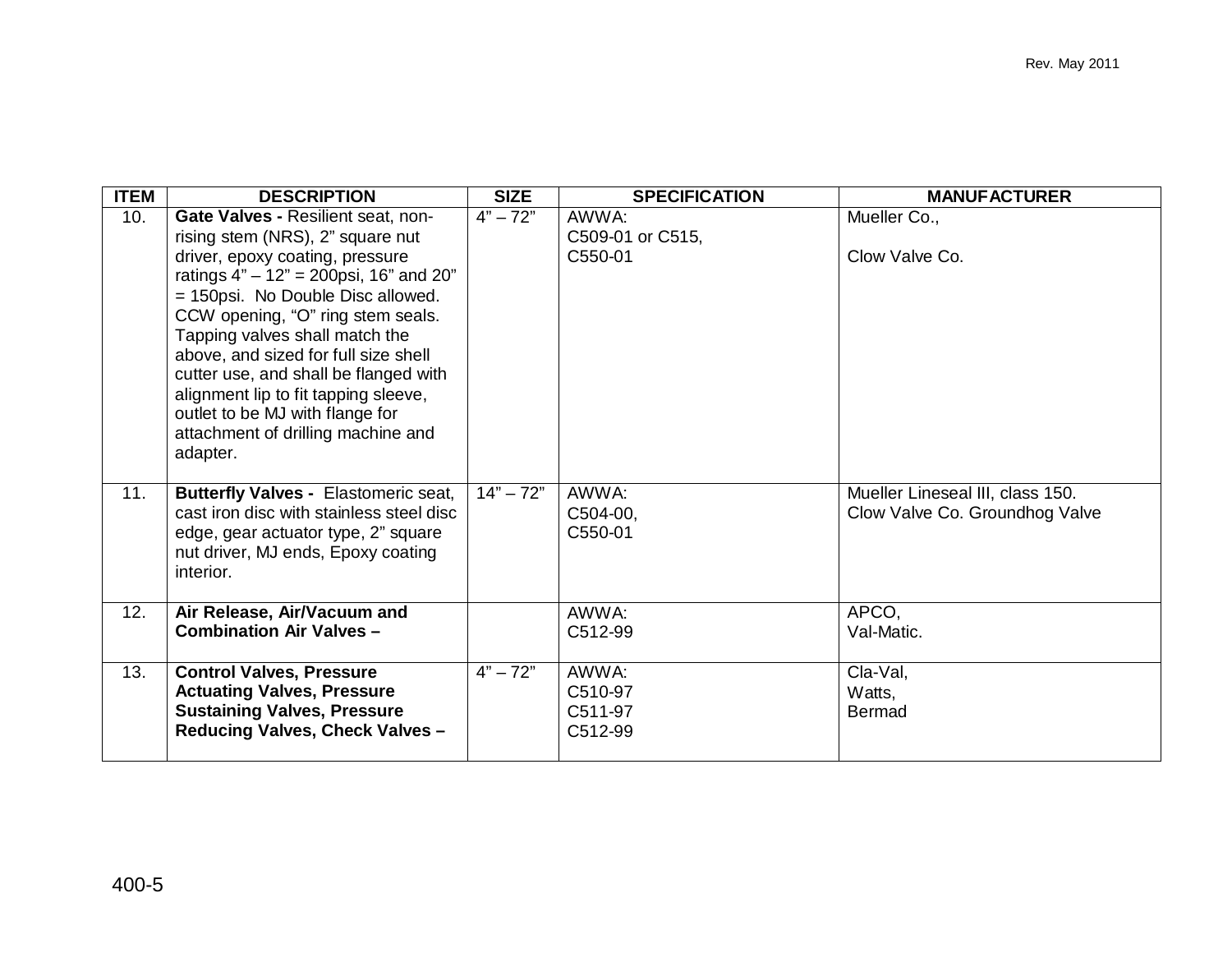| ITEM | DESCRIPTION | SIZE | SPECIFICATION | MANUFACTURER |
| --- | --- | --- | --- | --- |
| 10. | **Gate Valves -** Resilient seat, non-rising stem (NRS), 2" square nut driver, epoxy coating, pressure ratings 4" – 12" = 200psi, 16" and 20" = 150psi. No Double Disc allowed. CCW opening, "O" ring stem seals. Tapping valves shall match the above, and sized for full size shell cutter use, and shall be flanged with alignment lip to fit tapping sleeve, outlet to be MJ with flange for attachment of drilling machine and adapter. | 4" – 72" | AWWA: C509-01 or C515, C550-01 | Mueller Co., Clow Valve Co. |
| 11. | **Butterfly Valves -** Elastomeric seat, cast iron disc with stainless steel disc edge, gear actuator type, 2" square nut driver, MJ ends, Epoxy coating interior. | 14" – 72" | AWWA: C504-00, C550-01 | Mueller Lineseal III, class 150. Clow Valve Co. Groundhog Valve |
| 12. | **Air Release, Air/Vacuum and Combination Air Valves –** | | AWWA: C512-99 | APCO, Val-Matic. |
| 13. | **Control Valves, Pressure Actuating Valves, Pressure Sustaining Valves, Pressure Reducing Valves, Check Valves –** | 4" – 72" | AWWA: C510-97 C511-97 C512-99 | Cla-Val, Watts, Bermad |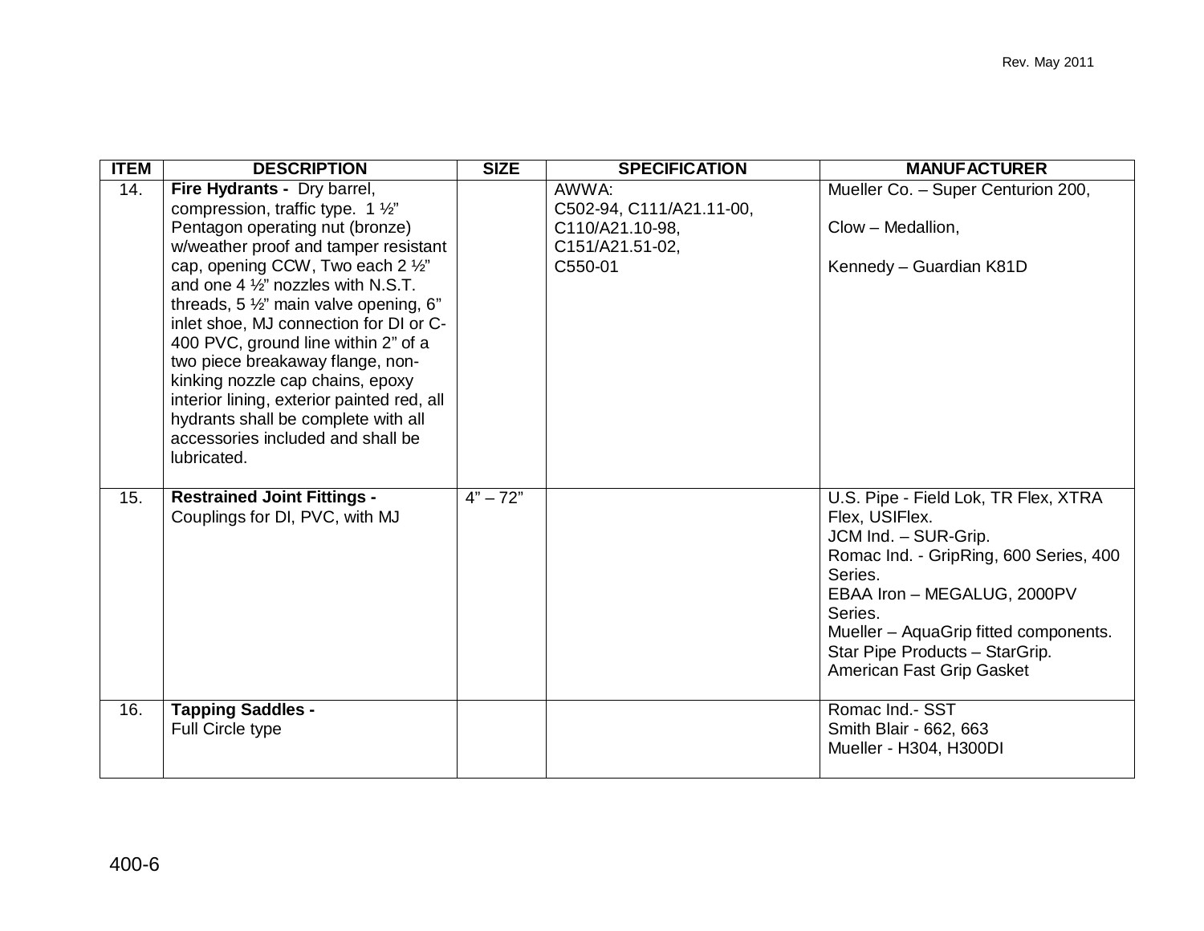| ITEM | DESCRIPTION | SIZE | SPECIFICATION | MANUFACTURER |
|---|---|---|---|---|
| 14. | **Fire Hydrants -** Dry barrel, compression, traffic type. 1 ½" Pentagon operating nut (bronze) w/weather proof and tamper resistant cap, opening CCW, Two each 2 ½" and one 4 ½" nozzles with N.S.T. threads, 5 ½" main valve opening, 6" inlet shoe, MJ connection for DI or C-400 PVC, ground line within 2" of a two piece breakaway flange, non-kinking nozzle cap chains, epoxy interior lining, exterior painted red, all hydrants shall be complete with all accessories included and shall be lubricated. | | AWWA: C502-94, C111/A21.11-00, C110/A21.10-98, C151/A21.51-02, C550-01 | Mueller Co. – Super Centurion 200, Clow – Medallion, Kennedy – Guardian K81D |
| 15. | **Restrained Joint Fittings -** Couplings for DI, PVC, with MJ | 4" – 72" | | U.S. Pipe - Field Lok, TR Flex, XTRA Flex, USIFlex. JCM Ind. – SUR-Grip. Romac Ind. - GripRing, 600 Series, 400 Series. EBAA Iron – MEGALUG, 2000PV Series. Mueller – AquaGrip fitted components. Star Pipe Products – StarGrip. American Fast Grip Gasket |
| 16. | **Tapping Saddles -** Full Circle type | | | Romac Ind.- SST Smith Blair - 662, 663 Mueller - H304, H300DI |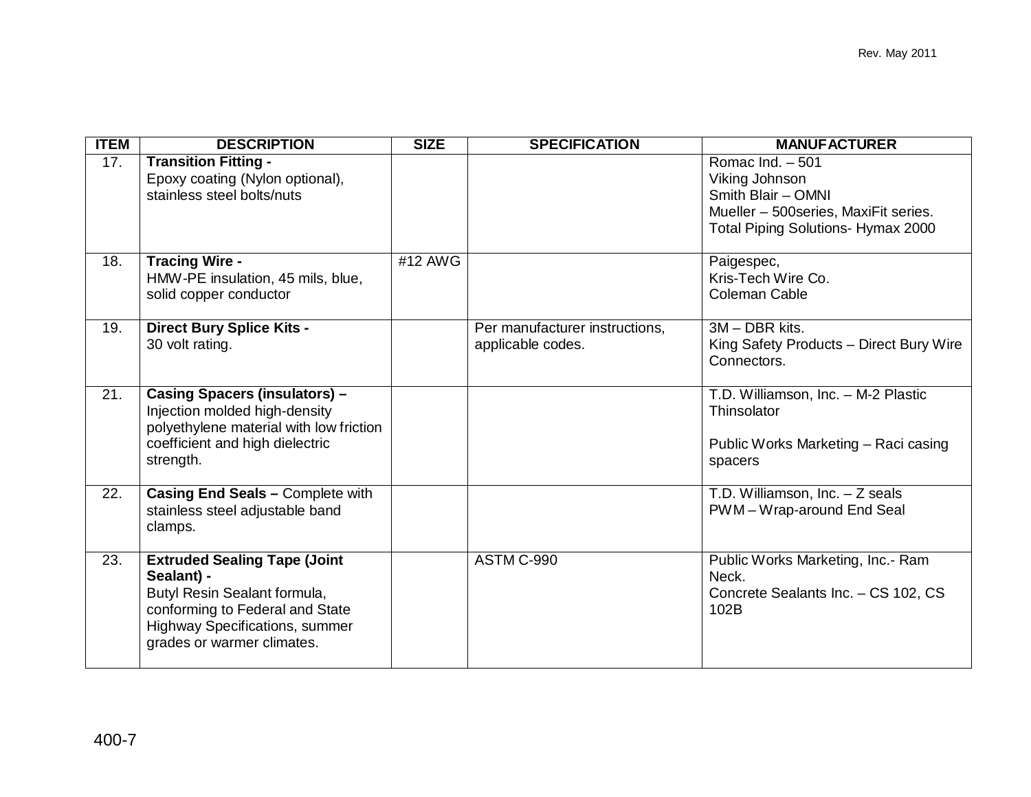| ITEM | DESCRIPTION | SIZE | SPECIFICATION | MANUFACTURER |
|---|---|---|---|---|
| 17. | **Transition Fitting -** Epoxy coating (Nylon optional), stainless steel bolts/nuts | | | Romac Ind. – 501<br>Viking Johnson<br>Smith Blair – OMNI<br>Mueller – 500series, MaxiFit series.<br>Total Piping Solutions- Hymax 2000 |
| 18. | **Tracing Wire -** HMW-PE insulation, 45 mils, blue, solid copper conductor | #12 AWG | | Paigespec,<br>Kris-Tech Wire Co.<br>Coleman Cable |
| 19. | **Direct Bury Splice Kits -** 30 volt rating. | | Per manufacturer instructions, applicable codes. | 3M – DBR kits.<br>King Safety Products – Direct Bury Wire Connectors. |
| 21. | **Casing Spacers (insulators) –** Injection molded high-density polyethylene material with low friction coefficient and high dielectric strength. | | | T.D. Williamson, Inc. – M-2 Plastic Thinsolator<br><br>Public Works Marketing – Raci casing spacers |
| 22. | **Casing End Seals –** Complete with stainless steel adjustable band clamps. | | | T.D. Williamson, Inc. – Z seals<br>PWM – Wrap-around End Seal |
| 23. | **Extruded Sealing Tape (Joint Sealant) -** Butyl Resin Sealant formula, conforming to Federal and State Highway Specifications, summer grades or warmer climates. | | ASTM C-990 | Public Works Marketing, Inc.- Ram Neck.<br>Concrete Sealants Inc. – CS 102, CS 102B |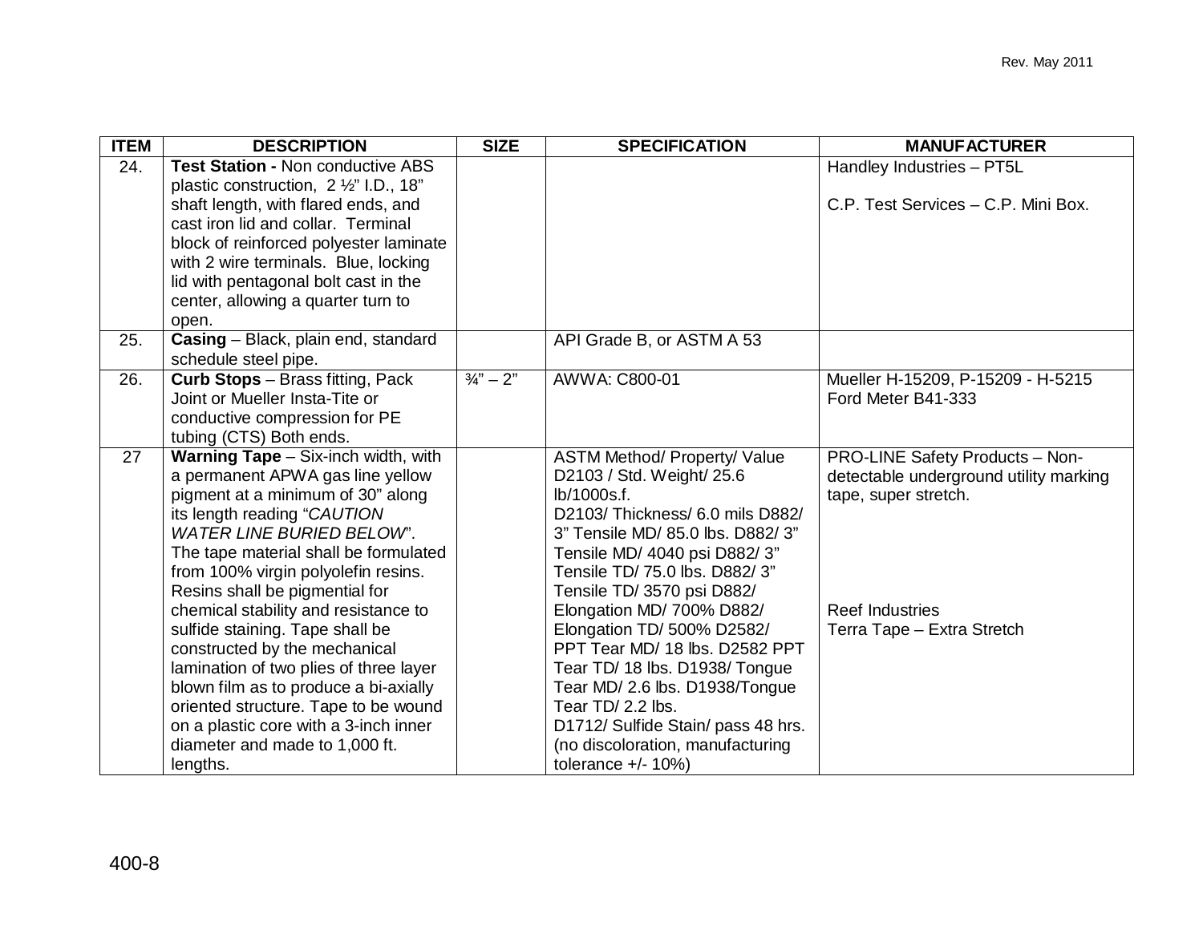| ITEM | DESCRIPTION | SIZE | SPECIFICATION | MANUFACTURER |
|---|---|---|---|---|
| 24. | **Test Station -** Non conductive ABS plastic construction, 2 ½" I.D., 18" shaft length, with flared ends, and cast iron lid and collar. Terminal block of reinforced polyester laminate with 2 wire terminals. Blue, locking lid with pentagonal bolt cast in the center, allowing a quarter turn to open. | | | Handley Industries – PT5L<br><br>C.P. Test Services – C.P. Mini Box. |
| 25. | **Casing** – Black, plain end, standard schedule steel pipe. | | API Grade B, or ASTM A 53 | |
| 26. | **Curb Stops** – Brass fitting, Pack Joint or Mueller Insta-Tite or conductive compression for PE tubing (CTS) Both ends. | ¾" – 2" | AWWA: C800-01 | Mueller H-15209, P-15209 - H-5215<br>Ford Meter B41-333 |
| 27 | **Warning Tape** – Six-inch width, with a permanent APWA gas line yellow pigment at a minimum of 30" along its length reading "*CAUTION WATER LINE BURIED BELOW*". The tape material shall be formulated from 100% virgin polyolefin resins. Resins shall be pigmential for chemical stability and resistance to sulfide staining. Tape shall be constructed by the mechanical lamination of two plies of three layer blown film as to produce a bi-axially oriented structure. Tape to be wound on a plastic core with a 3-inch inner diameter and made to 1,000 ft. lengths. | | ASTM Method/ Property/ Value D2103 / Std. Weight/ 25.6 lb/1000s.f.<br>D2103/ Thickness/ 6.0 mils D882/ 3" Tensile MD/ 85.0 lbs. D882/ 3" Tensile MD/ 4040 psi D882/ 3" Tensile TD/ 75.0 lbs. D882/ 3" Tensile TD/ 3570 psi D882/ Elongation MD/ 700% D882/ Elongation TD/ 500% D2582/ PPT Tear MD/ 18 lbs. D2582 PPT Tear TD/ 18 lbs. D1938/ Tongue Tear MD/ 2.6 lbs. D1938/Tongue Tear TD/ 2.2 lbs.<br>D1712/ Sulfide Stain/ pass 48 hrs. (no discoloration, manufacturing tolerance +/- 10%) | PRO-LINE Safety Products – Non-detectable underground utility marking tape, super stretch.<br><br>Reef Industries<br>Terra Tape – Extra Stretch |